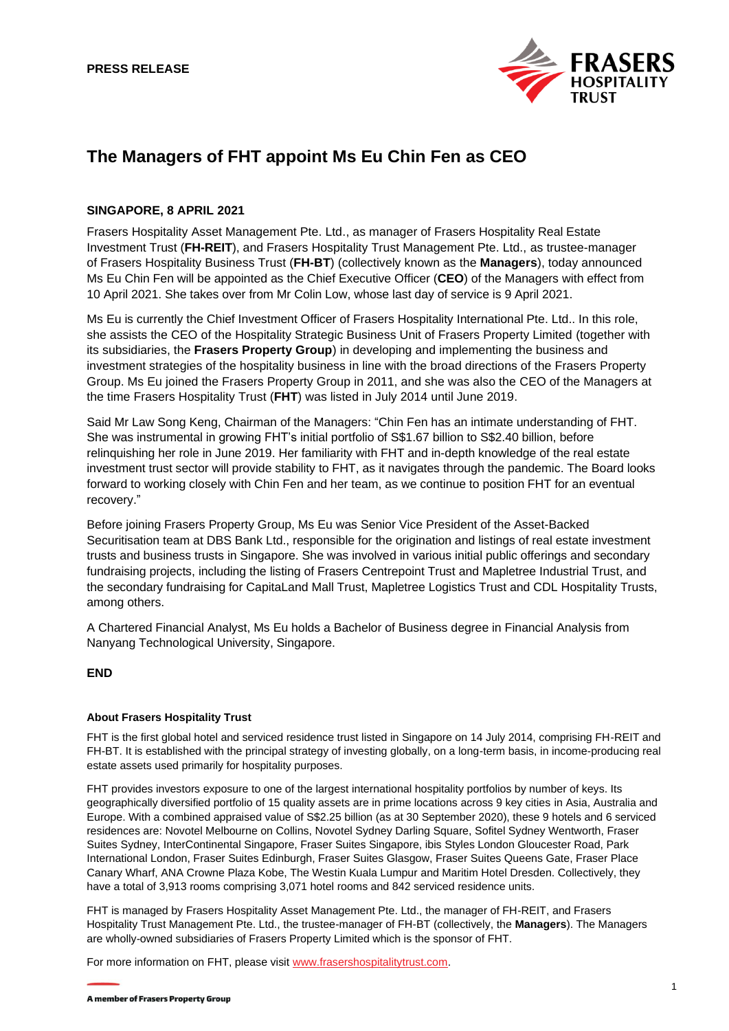**PRESS RELEASE**

# The Managers of FHT appoint Ms Eu Chin Fen as CEO

**SINGAPORE, 8 APRIL 2021**

Frasers Hospitality Asset Management Pte. Ltd., as manager of Frasers Hospitality Real Estate Investment Trust (**FH-REIT**), and Frasers Hospitality Trust Management Pte. Ltd., as trustee-manager of Frasers Hospitality Business Trust (**FH-BT**) (collectively known as the **Managers**), today announced Ms Eu Chin Fen will be appointed as the Chief Executive Officer (**CEO**) of the Managers with effect from 10 April 2021. She takes over from Mr Colin Low, whose last day of service is 9 April 2021.

Ms Eu is currently the Chief Investment Officer of Frasers Hospitality International Pte. Ltd.. In this role, she assists the CEO of the Hospitality Strategic Business Unit of Frasers Property Limited (together with its subsidiaries, the **Frasers Property Group**) in developing and implementing the business and investment strategies of the hospitality business in line with the broad directions of the Frasers Property Group. Ms Eu joined the Frasers Property Group in 2011, and she was also the CEO of the Managers at the time Frasers Hospitality Trust (**FHT**) was listed in July 2014 until June 2019.

Said Mr Law Song Keng, Chairman of the Managers: "Chin Fen has an intimate understanding of FHT. She was instrumental in growing FHT's initial portfolio of S$1.67 billion to S$2.40 billion, before relinquishing her role in June 2019. Her familiarity with FHT and in-depth knowledge of the real estate investment trust sector will provide stability to FHT, as it navigates through the pandemic. The Board looks forward to working closely with Chin Fen and her team, as we continue to position FHT for an eventual recovery."

Before joining Frasers Property Group, Ms Eu was Senior Vice President of the Asset-Backed Securitisation team at DBS Bank Ltd., responsible for the origination and listings of real estate investment trusts and business trusts in Singapore. She was involved in various initial public offerings and secondary fundraising projects, including the listing of Frasers Centrepoint Trust and Mapletree Industrial Trust, and the secondary fundraising for CapitaLand Mall Trust, Mapletree Logistics Trust and CDL Hospitality Trusts, among others.

A Chartered Financial Analyst, Ms Eu holds a Bachelor of Business degree in Financial Analysis from Nanyang Technological University, Singapore.

**END**

#### About Frasers Hospitality Trust

FHT is the first global hotel and serviced residence trust listed in Singapore on 14 July 2014, comprising FH-REIT and FH-BT. It is established with the principal strategy of investing globally, on a long-term basis, in income-producing real estate assets used primarily for hospitality purposes.

FHT provides investors exposure to one of the largest international hospitality portfolios by number of keys. Its geographically diversified portfolio of 15 quality assets are in prime locations across 9 key cities in Asia, Australia and Europe. With a combined appraised value of S$2.25 billion (as at 30 September 2020), these 9 hotels and 6 serviced residences are: Novotel Melbourne on Collins, Novotel Sydney Darling Square, Sofitel Sydney Wentworth, Fraser Suites Sydney, InterContinental Singapore, Fraser Suites Singapore, ibis Styles London Gloucester Road, Park International London, Fraser Suites Edinburgh, Fraser Suites Glasgow, Fraser Suites Queens Gate, Fraser Place Canary Wharf, ANA Crowne Plaza Kobe, The Westin Kuala Lumpur and Maritim Hotel Dresden. Collectively, they have a total of 3,913 rooms comprising 3,071 hotel rooms and 842 serviced residence units.

FHT is managed by Frasers Hospitality Asset Management Pte. Ltd., the manager of FH-REIT, and Frasers Hospitality Trust Management Pte. Ltd., the trustee-manager of FH-BT (collectively, the **Managers**). The Managers are wholly-owned subsidiaries of Frasers Property Limited which is the sponsor of FHT.

For more information on FHT, please visit www.frasershospitalitytrust.com.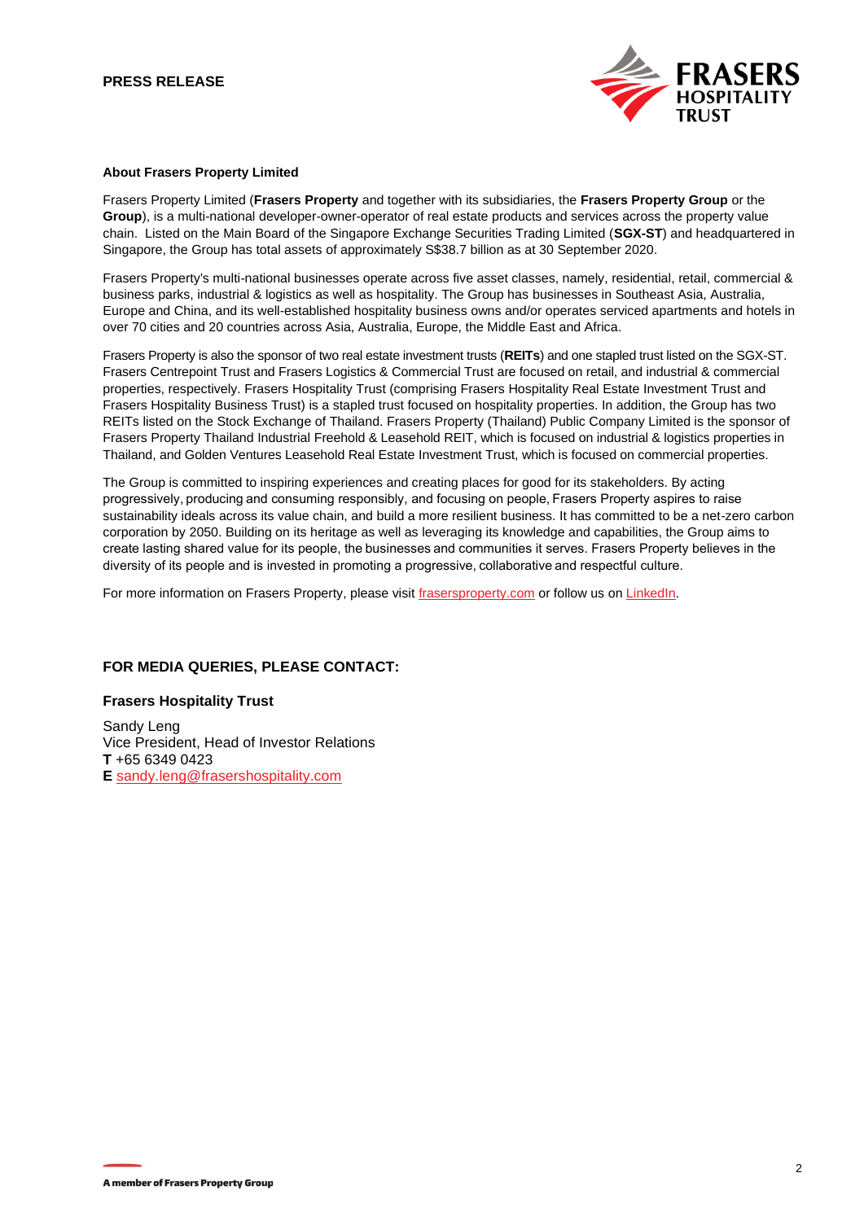**About Frasers Property Limited**

Frasers Property Limited (**Frasers Property** and together with its subsidiaries, the **Frasers Property Group** or the **Group**), is a multi-national developer-owner-operator of real estate products and services across the property value chain. Listed on the Main Board of the Singapore Exchange Securities Trading Limited (**SGX-ST**) and headquartered in Singapore, the Group has total assets of approximately S$38.7 billion as at 30 September 2020.

Frasers Property's multi-national businesses operate across five asset classes, namely, residential, retail, commercial & business parks, industrial & logistics as well as hospitality. The Group has businesses in Southeast Asia, Australia, Europe and China, and its well-established hospitality business owns and/or operates serviced apartments and hotels in over 70 cities and 20 countries across Asia, Australia, Europe, the Middle East and Africa.

Frasers Property is also the sponsor of two real estate investment trusts (**REITs**) and one stapled trust listed on the SGX-ST. Frasers Centrepoint Trust and Frasers Logistics & Commercial Trust are focused on retail, and industrial & commercial properties, respectively. Frasers Hospitality Trust (comprising Frasers Hospitality Real Estate Investment Trust and Frasers Hospitality Business Trust) is a stapled trust focused on hospitality properties. In addition, the Group has two REITs listed on the Stock Exchange of Thailand. Frasers Property (Thailand) Public Company Limited is the sponsor of Frasers Property Thailand Industrial Freehold & Leasehold REIT, which is focused on industrial & logistics properties in Thailand, and Golden Ventures Leasehold Real Estate Investment Trust, which is focused on commercial properties.

The Group is committed to inspiring experiences and creating places for good for its stakeholders. By acting progressively, producing and consuming responsibly, and focusing on people, Frasers Property aspires to raise sustainability ideals across its value chain, and build a more resilient business. It has committed to be a net-zero carbon corporation by 2050. Building on its heritage as well as leveraging its knowledge and capabilities, the Group aims to create lasting shared value for its people, the businesses and communities it serves. Frasers Property believes in the diversity of its people and is invested in promoting a progressive, collaborative and respectful culture.

For more information on Frasers Property, please visit frasersproperty.com or follow us on LinkedIn.

**FOR MEDIA QUERIES, PLEASE CONTACT:**

**Frasers Hospitality Trust**

Sandy Leng
Vice President, Head of Investor Relations
**T** +65 6349 0423
**E** sandy.leng@frasershospitality.com